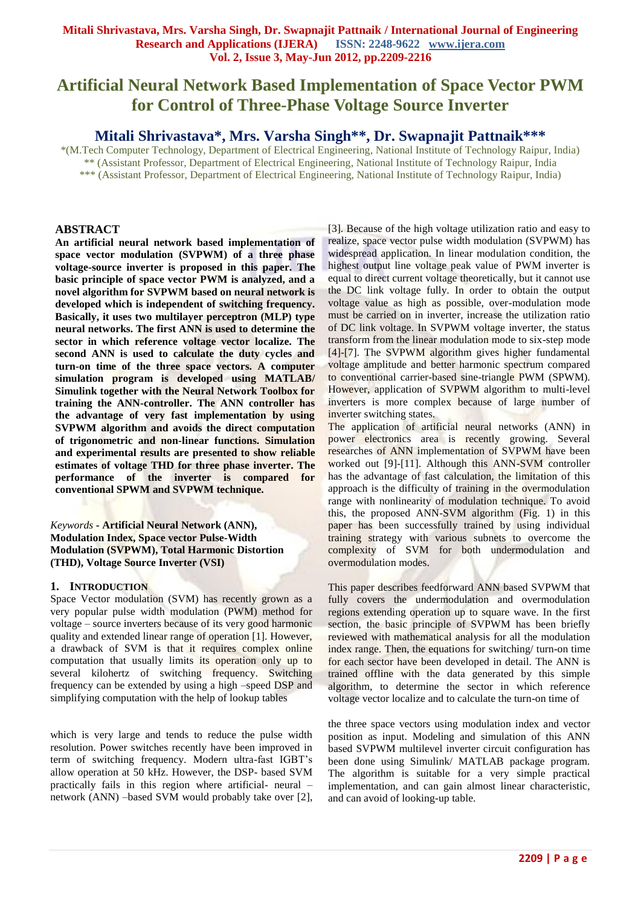# Artificial Neural Network Based Implementation of Space Vector PWM for Control of Three-Phase Voltage Source Inverter

## Mitali Shrivastava*, Mrs. Varsha Singh**, Dr. Swapnajit Pattnaik***

*(M.Tech Computer Technology, Department of Electrical Engineering, National Institute of Technology Raipur, India)
** (Assistant Professor, Department of Electrical Engineering, National Institute of Technology Raipur, India
*** (Assistant Professor, Department of Electrical Engineering, National Institute of Technology Raipur, India)

## ABSTRACT

**An artificial neural network based implementation of space vector modulation (SVPWM) of a three phase voltage-source inverter is proposed in this paper. The basic principle of space vector PWM is analyzed, and a novel algorithm for SVPWM based on neural network is developed which is independent of switching frequency. Basically, it uses two multilayer perceptron (MLP) type neural networks. The first ANN is used to determine the sector in which reference voltage vector localize. The second ANN is used to calculate the duty cycles and turn-on time of the three space vectors. A computer simulation program is developed using MATLAB/ Simulink together with the Neural Network Toolbox for training the ANN-controller. The ANN controller has the advantage of very fast implementation by using SVPWM algorithm and avoids the direct computation of trigonometric and non-linear functions. Simulation and experimental results are presented to show reliable estimates of voltage THD for three phase inverter. The performance of the inverter is compared for conventional SPWM and SVPWM technique.**

*Keywords* - **Artificial Neural Network (ANN), Modulation Index, Space vector Pulse-Width Modulation (SVPWM), Total Harmonic Distortion (THD), Voltage Source Inverter (VSI)**

## 1. INTRODUCTION

Space Vector modulation (SVM) has recently grown as a very popular pulse width modulation (PWM) method for voltage – source inverters because of its very good harmonic quality and extended linear range of operation [1]. However, a drawback of SVM is that it requires complex online computation that usually limits its operation only up to several kilohertz of switching frequency. Switching frequency can be extended by using a high –speed DSP and simplifying computation with the help of lookup tables which is very large and tends to reduce the pulse width resolution. Power switches recently have been improved in term of switching frequency. Modern ultra-fast IGBT's allow operation at 50 kHz. However, the DSP- based SVM practically fails in this region where artificial- neural –network (ANN) –based SVM would probably take over [2], [3]. Because of the high voltage utilization ratio and easy to realize, space vector pulse width modulation (SVPWM) has widespread application. In linear modulation condition, the highest output line voltage peak value of PWM inverter is equal to direct current voltage theoretically, but it cannot use the DC link voltage fully. In order to obtain the output voltage value as high as possible, over-modulation mode must be carried on in inverter, increase the utilization ratio of DC link voltage. In SVPWM voltage inverter, the status transform from the linear modulation mode to six-step mode [4]-[7]. The SVPWM algorithm gives higher fundamental voltage amplitude and better harmonic spectrum compared to conventional carrier-based sine-triangle PWM (SPWM). However, application of SVPWM algorithm to multi-level inverters is more complex because of large number of inverter switching states.

The application of artificial neural networks (ANN) in power electronics area is recently growing. Several researches of ANN implementation of SVPWM have been worked out [9]-[11]. Although this ANN-SVM controller has the advantage of fast calculation, the limitation of this approach is the difficulty of training in the overmodulation range with nonlinearity of modulation technique. To avoid this, the proposed ANN-SVM algorithm (Fig. 1) in this paper has been successfully trained by using individual training strategy with various subnets to overcome the complexity of SVM for both undermodulation and overmodulation modes.

This paper describes feedforward ANN based SVPWM that fully covers the undermodulation and overmodulation regions extending operation up to square wave. In the first section, the basic principle of SVPWM has been briefly reviewed with mathematical analysis for all the modulation index range. Then, the equations for switching/ turn-on time for each sector have been developed in detail. The ANN is trained offline with the data generated by this simple algorithm, to determine the sector in which reference voltage vector localize and to calculate the turn-on time of the three space vectors using modulation index and vector position as input. Modeling and simulation of this ANN based SVPWM multilevel inverter circuit configuration has been done using Simulink/ MATLAB package program. The algorithm is suitable for a very simple practical implementation, and can gain almost linear characteristic, and can avoid of looking-up table.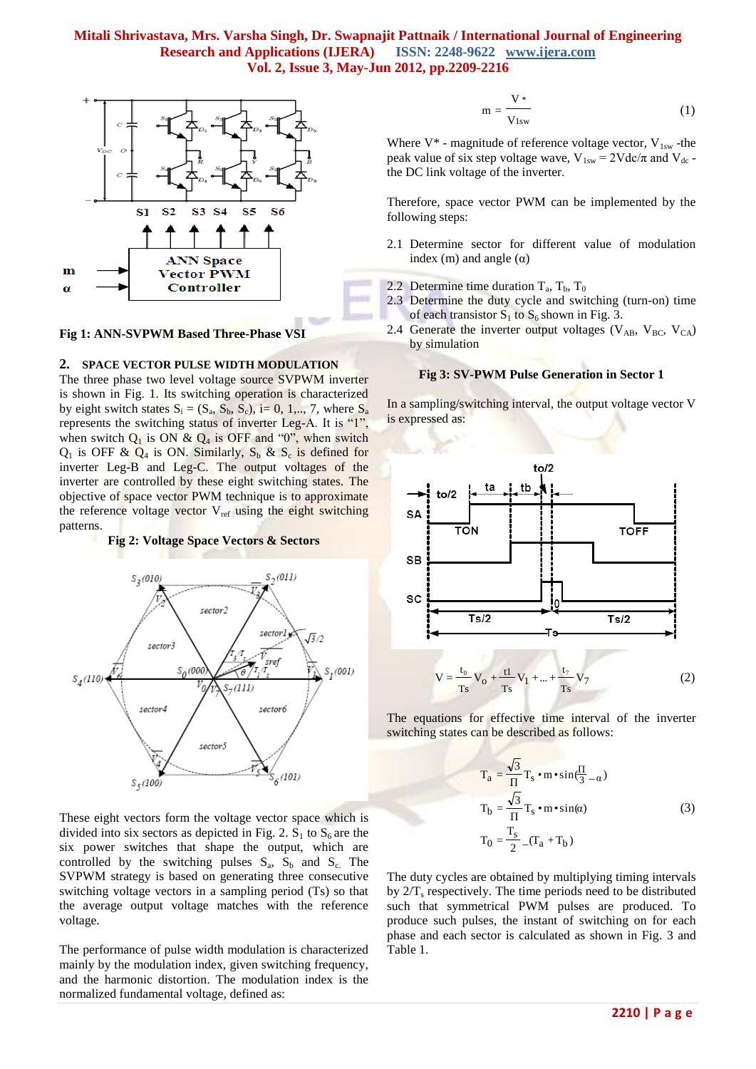Fig 1: ANN-SVPWM Based Three-Phase VSI

## 2. SPACE VECTOR PULSE WIDTH MODULATION

The three phase two level voltage source SVPWM inverter is shown in Fig. 1. Its switching operation is characterized by eight switch states $S_i = (S_a, S_b, S_c)$, i= 0, 1,.., 7, where $S_a$ represents the switching status of inverter Leg-A. It is "1", when switch $Q_1$ is ON & $Q_4$ is OFF and "0", when switch $Q_1$ is OFF & $Q_4$ is ON. Similarly, $S_b$ & $S_c$ is defined for inverter Leg-B and Leg-C. The output voltages of the inverter are controlled by these eight switching states. The objective of space vector PWM technique is to approximate the reference voltage vector $V_{ref}$ using the eight switching patterns.

Fig 2: Voltage Space Vectors & Sectors

These eight vectors form the voltage vector space which is divided into six sectors as depicted in Fig. 2. $S_1$ to $S_6$ are the six power switches that shape the output, which are controlled by the switching pulses $S_a$, $S_b$ and $S_c$. The SVPWM strategy is based on generating three consecutive switching voltage vectors in a sampling period (Ts) so that the average output voltage matches with the reference voltage.

The performance of pulse width modulation is characterized mainly by the modulation index, given switching frequency, and the harmonic distortion. The modulation index is the normalized fundamental voltage, defined as:

$$m = \frac{V^*}{V_{1sw}} \tag{1}$$

Where V* - magnitude of reference voltage vector, $V_{1sw}$ -the peak value of six step voltage wave, $V_{1sw} = 2Vdc/\pi$ and $V_{dc}$ - the DC link voltage of the inverter.

Therefore, space vector PWM can be implemented by the following steps:

2.1 Determine sector for different value of modulation index (m) and angle ($\alpha$)

2.2 Determine time duration $T_a$, $T_b$, $T_0$

2.3 Determine the duty cycle and switching (turn-on) time of each transistor $S_1$ to $S_6$ shown in Fig. 3.

2.4 Generate the inverter output voltages ($V_{AB}$, $V_{BC}$, $V_{CA}$) by simulation

Fig 3: SV-PWM Pulse Generation in Sector 1

In a sampling/switching interval, the output voltage vector V is expressed as:

$$V = \frac{t_0}{Ts} V_0 + \frac{t1}{Ts} V_1 + ... + \frac{t_7}{Ts} V_7 \tag{2}$$

The equations for effective time interval of the inverter switching states can be described as follows:

$$T_a = \frac{\sqrt{3}}{\Pi} T_s \bullet m \bullet \sin(\frac{\Pi}{3} - \alpha)$$
$$T_b = \frac{\sqrt{3}}{\Pi} T_s \bullet m \bullet \sin(\alpha) \tag{3}$$
$$T_0 = \frac{T_s}{2} - (T_a + T_b)$$

The duty cycles are obtained by multiplying timing intervals by $2/T_s$ respectively. The time periods need to be distributed such that symmetrical PWM pulses are produced. To produce such pulses, the instant of switching on for each phase and sector is calculated as shown in Fig. 3 and Table 1.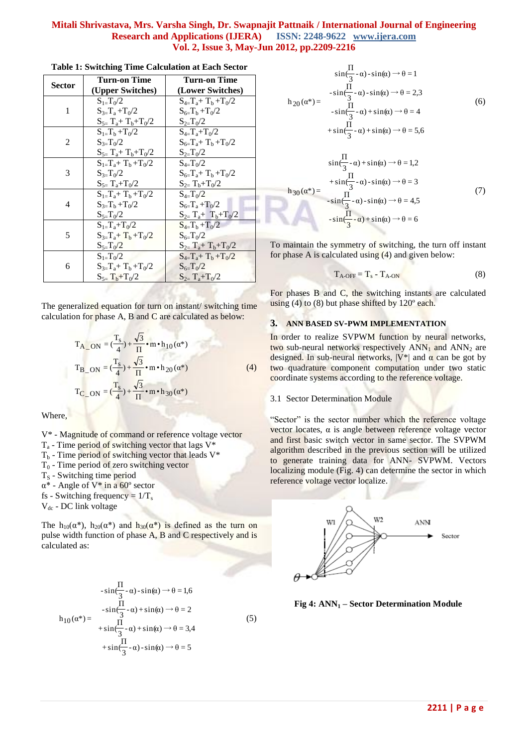**Table 1: Switching Time Calculation at Each Sector**

| Sector | Turn-on Time (Upper Switches) | Turn-on Time (Lower Switches) |
|---|---|---|
| 1 | $S_1 = T_0/2$<br>$S_3 = T_a + T_0/2$<br>$S_5 = T_a + T_b + T_0/2$ | $S_4 = T_a + T_b + T_0/2$<br>$S_6 = T_b + T_0/2$<br>$S_2 = T_0/2$ |
| 2 | $S_1 = T_b + T_0/2$<br>$S_3 = T_0/2$<br>$S_5 = T_a + T_b + T_0/2$ | $S_4 = T_a + T_0/2$<br>$S_6 = T_a + T_b + T_0/2$<br>$S_2 = T_0/2$ |
| 3 | $S_1 = T_a + T_b + T_0/2$<br>$S_3 = T_0/2$<br>$S_5 = T_a + T_0/2$ | $S_4 = T_0/2$<br>$S_6 = T_a + T_b + T_0/2$<br>$S_2 = T_b + T_0/2$ |
| 4 | $S_1 = T_a + T_b + T_0/2$<br>$S_3 = T_b + T_0/2$<br>$S_5 = T_0/2$ | $S_4 = T_0/2$<br>$S_6 = T_a + T_0/2$<br>$S_2 = T_a + T_b + T_0/2$ |
| 5 | $S_1 = T_a + T_0/2$<br>$S_3 = T_a + T_b + T_0/2$<br>$S_5 = T_0/2$ | $S_4 = T_b + T_0/2$<br>$S_6 = T_0/2$<br>$S_2 = T_a + T_b + T_0/2$ |
| 6 | $S_1 = T_0/2$<br>$S_3 = T_a + T_b + T_0/2$<br>$S_5 = T_b + T_0/2$ | $S_4 = T_a + T_b + T_0/2$<br>$S_6 = T_0/2$<br>$S_2 = T_a + T_0/2$ |

The generalized equation for turn on instant/ switching time calculation for phase A, B and C are calculated as below:

$$
\begin{aligned}
T_{A\_ON} &= \left(\frac{T_s}{4}\right) + \frac{\sqrt{3}}{\Pi} \cdot m \cdot h_{10}(\alpha^*) \\
T_{B\_ON} &= \left(\frac{T_s}{4}\right) + \frac{\sqrt{3}}{\Pi} \cdot m \cdot h_{20}(\alpha^*) \\
T_{C\_ON} &= \left(\frac{T_s}{4}\right) + \frac{\sqrt{3}}{\Pi} \cdot m \cdot h_{30}(\alpha^*)
\end{aligned} \tag{4}
$$

Where,

$V^*$ - Magnitude of command or reference voltage vector
$T_a$ - Time period of switching vector that lags $V^*$
$T_b$ - Time period of switching vector that leads $V^*$
$T_0$ - Time period of zero switching vector
$T_S$ - Switching time period
$\alpha^*$ - Angle of $V^*$ in a 60º sector
fs - Switching frequency = $1/T_s$
$V_{dc}$ - DC link voltage

The $h_{10}(\alpha^*)$, $h_{20}(\alpha^*)$ and $h_{30}(\alpha^*)$ is defined as the turn on pulse width function of phase A, B and C respectively and is calculated as:

$$
h_{10}(\alpha^*) =
\begin{cases}
-\sin(\frac{\Pi}{3} - \alpha) - \sin(\alpha) \rightarrow \theta = 1,6 \\
-\sin(\frac{\Pi}{3} - \alpha) + \sin(\alpha) \rightarrow \theta = 2 \\
+\sin(\frac{\Pi}{3} - \alpha) + \sin(\alpha) \rightarrow \theta = 3,4 \\
+\sin(\frac{\Pi}{3} - \alpha) - \sin(\alpha) \rightarrow \theta = 5
\end{cases} \tag{5}
$$

$$
h_{20}(\alpha^*) =
\begin{cases}
\sin(\frac{\Pi}{3} - \alpha) - \sin(\alpha) \rightarrow \theta = 1 \\
-\sin(\frac{\Pi}{3} - \alpha) - \sin(\alpha) \rightarrow \theta = 2,3 \\
-\sin(\frac{\Pi}{3} - \alpha) + \sin(\alpha) \rightarrow \theta = 4 \\
+\sin(\frac{\Pi}{3} - \alpha) + \sin(\alpha) \rightarrow \theta = 5,6
\end{cases} \tag{6}
$$

$$
h_{30}(\alpha^*) =
\begin{cases}
\sin(\frac{\Pi}{3} - \alpha) + \sin(\alpha) \rightarrow \theta = 1,2 \\
+\sin(\frac{\Pi}{3} - \alpha) - \sin(\alpha) \rightarrow \theta = 3 \\
-\sin(\frac{\Pi}{3} - \alpha) - \sin(\alpha) \rightarrow \theta = 4,5 \\
-\sin(\frac{\Pi}{3} - \alpha) + \sin(\alpha) \rightarrow \theta = 6
\end{cases} \tag{7}
$$

To maintain the symmetry of switching, the turn off instant for phase A is calculated using (4) and given below:

$$T_{A\text{-}OFF} = T_s - T_{A\text{-}ON} \tag{8}$$

For phases B and C, the switching instants are calculated using (4) to (8) but phase shifted by 120º each.

## 3. ANN BASED SV-PWM IMPLEMENTATION

In order to realize SVPWM function by neural networks, two sub-neural networks respectively $ANN_1$ and $ANN_2$ are designed. In sub-neural networks, $|V^*|$ and $\alpha$ can be got by two quadrature component computation under two static coordinate systems according to the reference voltage.

### 3.1 Sector Determination Module

"Sector" is the sector number which the reference voltage vector locates, $\alpha$ is angle between reference voltage vector and first basic switch vector in same sector. The SVPWM algorithm described in the previous section will be utilized to generate training data for ANN- SVPWM. Vectors localizing module (Fig. 4) can determine the sector in which reference voltage vector localize.

**Fig 4: $ANN_1$ – Sector Determination Module**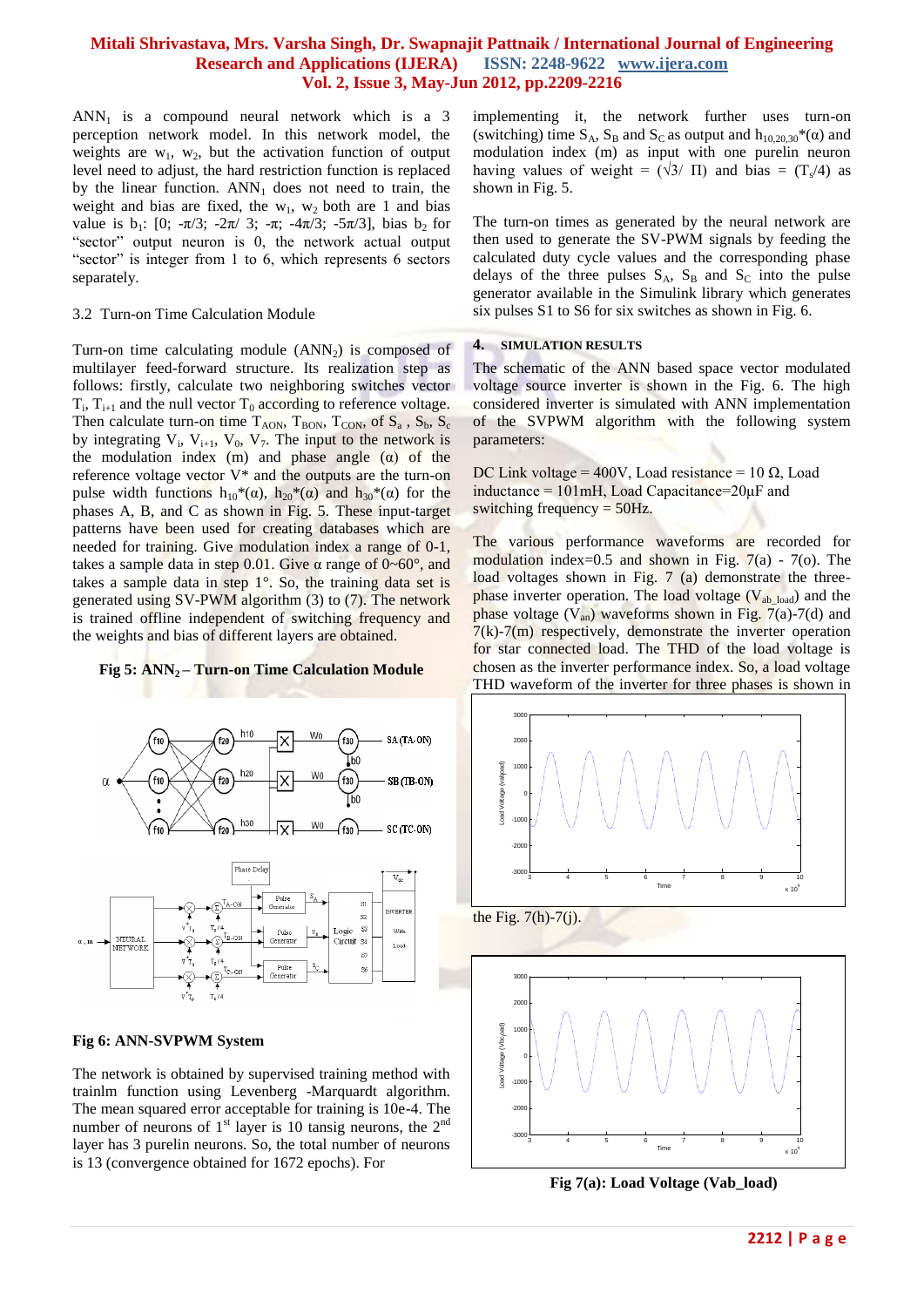$ANN_1$ is a compound neural network which is a 3 perception network model. In this network model, the weights are $w_1$, $w_2$, but the activation function of output level need to adjust, the hard restriction function is replaced by the linear function. $ANN_1$ does not need to train, the weight and bias are fixed, the $w_1$, $w_2$ both are 1 and bias value is $b_1$: [0; $-\pi/3$; $-2\pi/3$; $-\pi$; $-4\pi/3$; $-5\pi/3$], bias $b_2$ for "sector" output neuron is 0, the network actual output "sector" is integer from 1 to 6, which represents 6 sectors separately.

### 3.2 Turn-on Time Calculation Module

Turn-on time calculating module ($ANN_2$) is composed of multilayer feed-forward structure. Its realization step as follows: firstly, calculate two neighboring switches vector $T_i$, $T_{i+1}$ and the null vector $T_0$ according to reference voltage. Then calculate turn-on time $T_{AON}$, $T_{BON}$, $T_{CON}$, of $S_a$ , $S_b$, $S_c$ by integrating $V_i$, $V_{i+1}$, $V_0$, $V_7$. The input to the network is the modulation index (m) and phase angle ($\alpha$) of the reference voltage vector $V^*$ and the outputs are the turn-on pulse width functions $h_{10}^*(\alpha)$, $h_{20}^*(\alpha)$ and $h_{30}^*(\alpha)$ for the phases A, B, and C as shown in Fig. 5. These input-target patterns have been used for creating databases which are needed for training. Give modulation index a range of 0-1, takes a sample data in step 0.01. Give $\alpha$ range of 0~60°, and takes a sample data in step 1°. So, the training data set is generated using SV-PWM algorithm (3) to (7). The network is trained offline independent of switching frequency and the weights and bias of different layers are obtained.

**Fig 5: $ANN_2$ – Turn-on Time Calculation Module**

**Fig 6: ANN-SVPWM System**

The network is obtained by supervised training method with trainlm function using Levenberg -Marquardt algorithm. The mean squared error acceptable for training is 10e-4. The number of neurons of 1st layer is 10 training neurons, the 2nd layer has 3 purelin neurons. So, the total number of neurons is 13 (convergence obtained for 1672 epochs). For implementing it, the network further uses turn-on (switching) time $S_A$, $S_B$ and $S_C$ as output and $h_{10,20,30}^*(\alpha)$ and modulation index (m) as input along with one purelin neuron having values of weight = ($\sqrt{3}/\Pi$) and bias = ($T_s/4$) as shown in Fig. 5.

The turn-on times as generated by the neural network are then used to generate the SV-PWM signals by feeding the calculated duty cycle values and the corresponding phase delays of the three pulses $S_A$, $S_B$ and $S_C$ into the pulse generator available in the Simulink library which generates six pulses S1 to S6 for six switches as shown in Fig. 6.

## 4. SIMULATION RESULTS

The schematic of the ANN based space vector modulated voltage source inverter is shown in the Fig. 6. The high considered inverter is simulated with ANN implementation of the SVPWM algorithm with the following system parameters:

DC Link voltage = 400V, Load resistance = 10 Ω, Load inductance = 101mH, Load Capacitance=20μF and switching frequency = 50Hz.

The various performance waveforms are recorded for modulation index=0.5 and shown in Fig. 7(a) - 7(o). The load voltages shown in Fig. 7 (a) demonstrate the three-phase inverter operation. The load voltage ($V_{ab\_load}$) and the phase voltage ($V_{an}$) waveforms shown in Fig. 7(a)-7(d) and 7(k)-7(m) respectively, demonstrate the inverter operation for star connected load. The THD of the load voltage is chosen as the inverter performance index. So, a load voltage THD waveform of the inverter for three phases is shown in the Fig. 7(h)-7(j).

**Fig 7(a): Load Voltage (Vab_load)**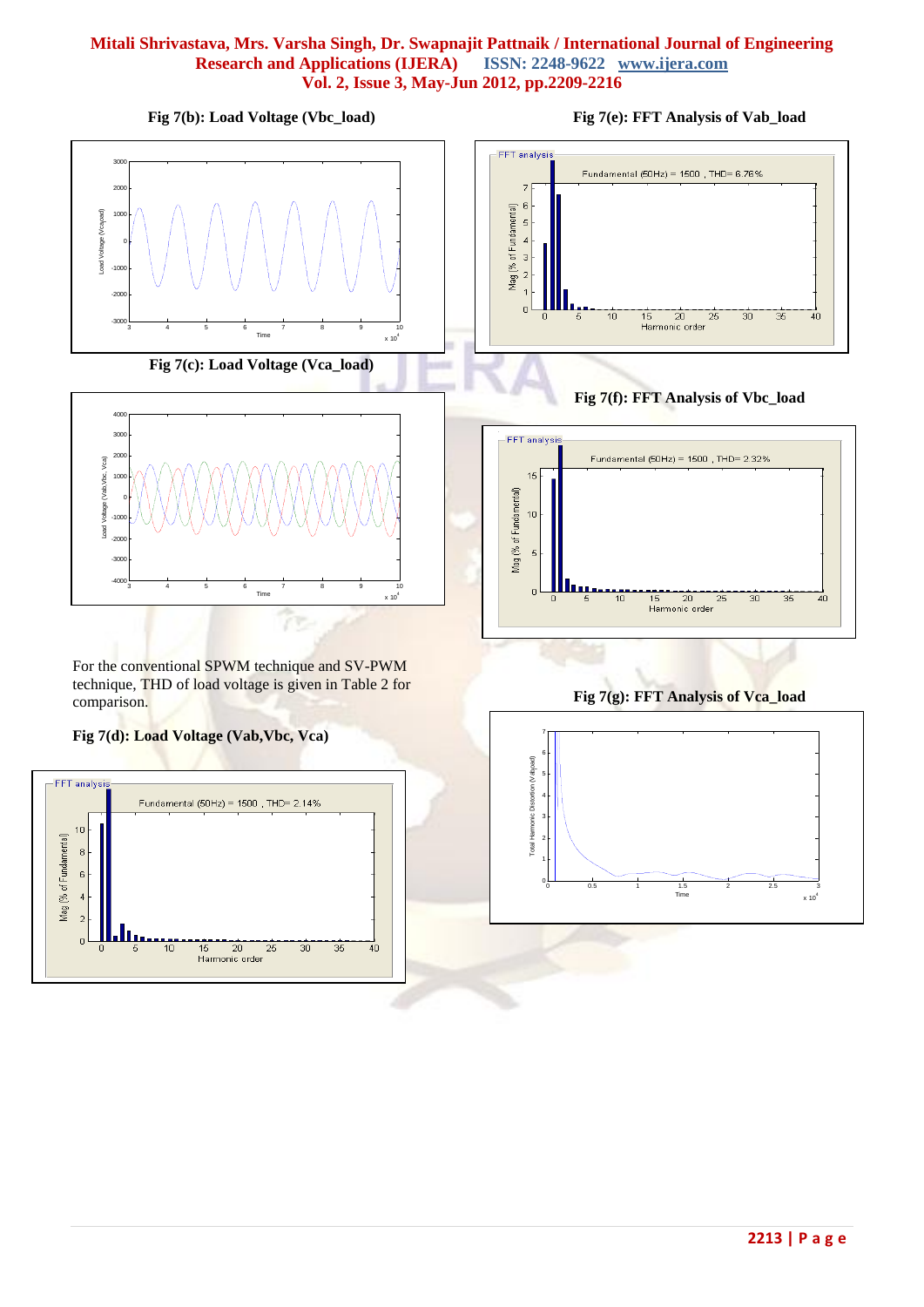Fig 7(b): Load Voltage (Vbc_load)

Fig 7(c): Load Voltage (Vca_load)

For the conventional SPWM technique and SV-PWM technique, THD of load voltage is given in Table 2 for comparison.

Fig 7(d): Load Voltage (Vab,Vbc, Vca)

Fig 7(e): FFT Analysis of Vab_load

Fig 7(f): FFT Analysis of Vbc_load

Fig 7(g): FFT Analysis of Vca_load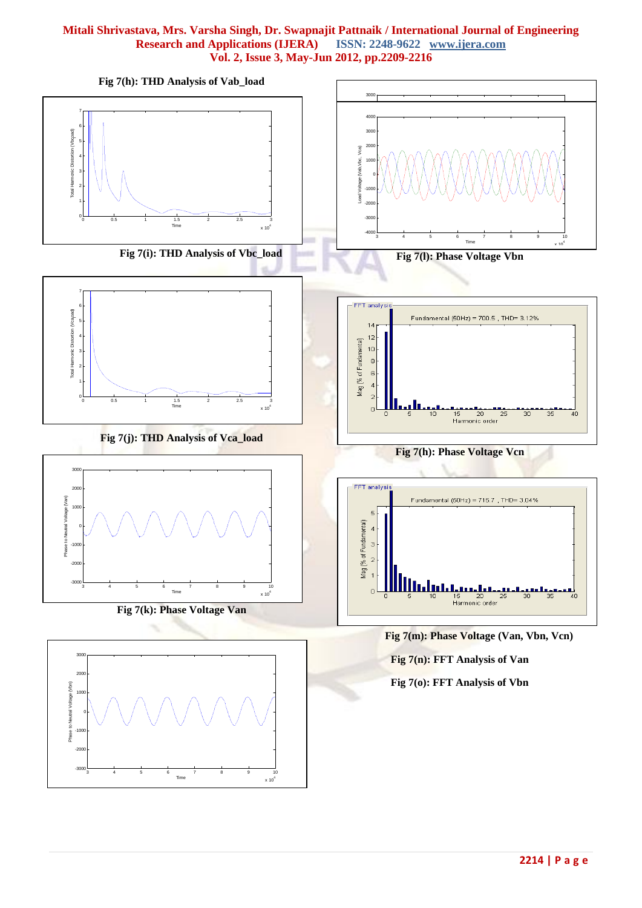Fig 7(h): THD Analysis of Vab_load

Fig 7(i): THD Analysis of Vbc_load

Fig 7(j): THD Analysis of Vca_load

Fig 7(k): Phase Voltage Van

Fig 7(l): Phase Voltage Vbn

Fig 7(h): Phase Voltage Vcn

Fig 7(m): Phase Voltage (Van, Vbn, Vcn)

Fig 7(n): FFT Analysis of Van

Fig 7(o): FFT Analysis of Vbn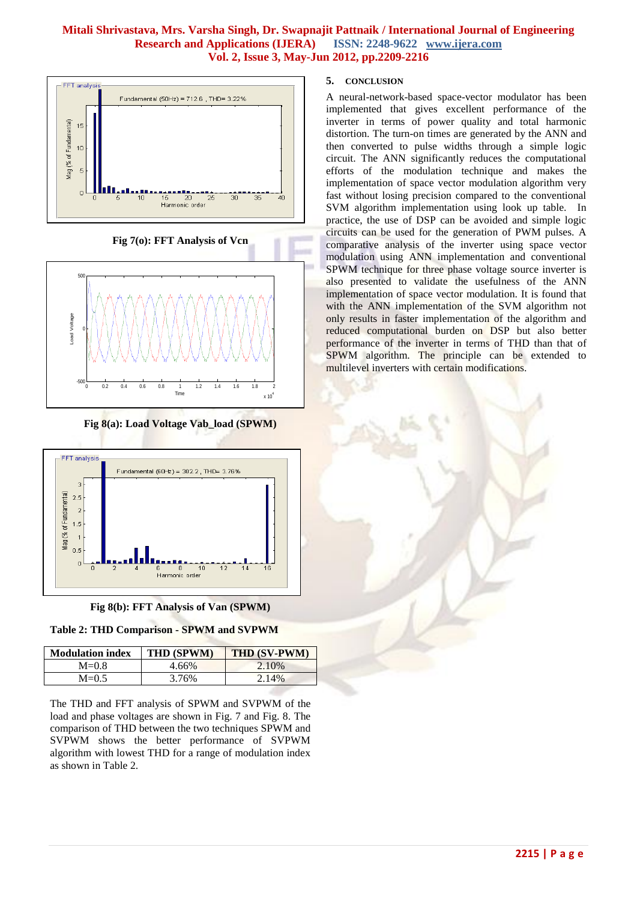Fig 7(o): FFT Analysis of Vcn

Fig 8(a): Load Voltage Vab_load (SPWM)

Fig 8(b): FFT Analysis of Van (SPWM)

**Table 2: THD Comparison - SPWM and SVPWM**

| Modulation index | THD (SPWM) | THD (SV-PWM) |
|---|---|---|
| M=0.8 | 4.66% | 2.10% |
| M=0.5 | 3.76% | 2.14% |

The THD and FFT analysis of SPWM and SVPWM of the load and phase voltages are shown in Fig. 7 and Fig. 8. The comparison of THD between the two techniques SPWM and SVPWM shows the better performance of SVPWM algorithm with lowest THD for a range of modulation index as shown in Table 2.

## 5. CONCLUSION

A neural-network-based space-vector modulator has been implemented that gives excellent performance of the inverter in terms of power quality and total harmonic distortion. The turn-on times are generated by the ANN and then converted to pulse widths through a simple logic circuit. The ANN significantly reduces the computational efforts of the modulation technique and makes the implementation of space vector modulation algorithm very fast without losing precision compared to the conventional SVM algorithm implementation using look up table. In practice, the use of DSP can be avoided and simple logic circuits can be used for the generation of PWM pulses. A comparative analysis of the inverter using space vector modulation using ANN implementation and conventional SPWM technique for three phase voltage source inverter is also presented to validate the usefulness of the ANN implementation of space vector modulation. It is found that with the ANN implementation of the SVM algorithm not only results in faster implementation of the algorithm and reduced computational burden on DSP but also better performance of the inverter in terms of THD than that of SPWM algorithm. The principle can be extended to multilevel inverters with certain modifications.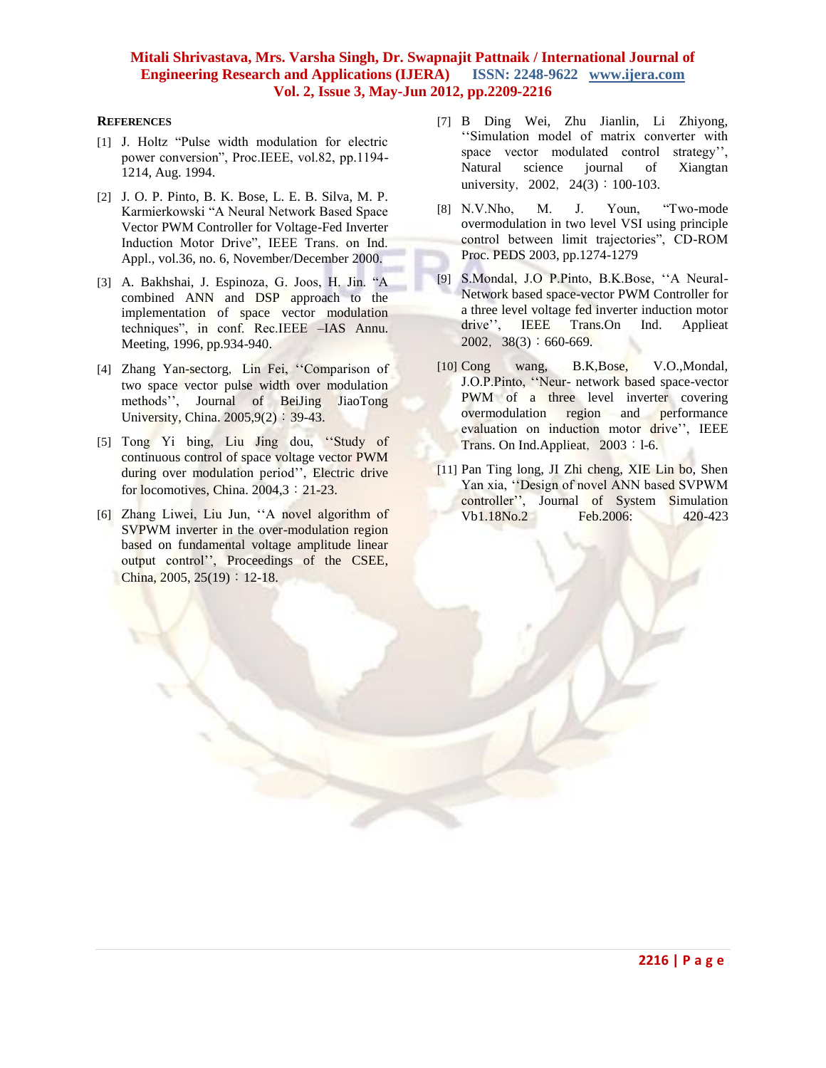## REFERENCES

[1] J. Holtz "Pulse width modulation for electric power conversion", Proc.IEEE, vol.82, pp.1194-1214, Aug. 1994.

[2] J. O. P. Pinto, B. K. Bose, L. E. B. Silva, M. P. Karmierkowski "A Neural Network Based Space Vector PWM Controller for Voltage-Fed Inverter Induction Motor Drive", IEEE Trans. on Ind. Appl., vol.36, no. 6, November/December 2000.

[3] A. Bakhshai, J. Espinoza, G. Joos, H. Jin. "A combined ANN and DSP approach to the implementation of space vector modulation techniques", in conf. Rec.IEEE –IAS Annu. Meeting, 1996, pp.934-940.

[4] Zhang Yan-sectorg, Lin Fei, ''Comparison of two space vector pulse width over modulation methods'', Journal of BeiJing JiaoTong University, China. 2005,9(2)：39-43.

[5] Tong Yi bing, Liu Jing dou, ''Study of continuous control of space voltage vector PWM during over modulation period'', Electric drive for locomotives, China. 2004,3：21-23.

[6] Zhang Liwei, Liu Jun, ''A novel algorithm of SVPWM inverter in the over-modulation region based on fundamental voltage amplitude linear output control'', Proceedings of the CSEE, China, 2005, 25(19)：12-18.

[7] B Ding Wei, Zhu Jianlin, Li Zhiyong, ''Simulation model of matrix converter with space vector modulated control strategy'', Natural science journal of Xiangtan university, 2002, 24(3)：100-103.

[8] N.V.Nho, M. J. Youn, "Two-mode overmodulation in two level VSI using principle control between limit trajectories", CD-ROM Proc. PEDS 2003, pp.1274-1279

[9] S.Mondal, J.O P.Pinto, B.K.Bose, ''A Neural-Network based space-vector PWM Controller for a three level voltage fed inverter induction motor drive'', IEEE Trans.On Ind. Applieat 2002, 38(3)：660-669.

[10] Cong wang, B.K,Bose, V.O.,Mondal, J.O.P.Pinto, ''Neur- network based space-vector PWM of a three level inverter covering overmodulation region and performance evaluation on induction motor drive'', IEEE Trans. On Ind.Applieat, 2003：l-6.

[11] Pan Ting long, JI Zhi cheng, XIE Lin bo, Shen Yan xia, ''Design of novel ANN based SVPWM controller'', Journal of System Simulation Vb1.18No.2 Feb.2006: 420-423